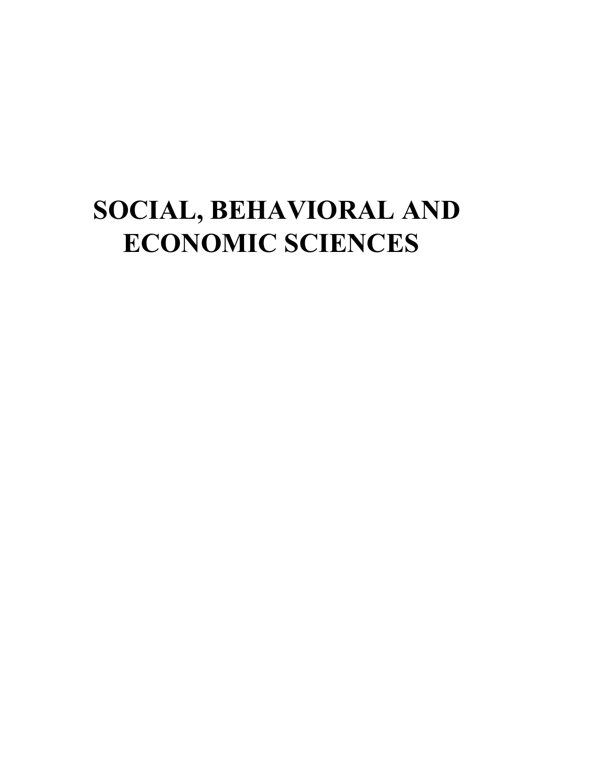# SOCIAL, BEHAVIORAL AND ECONOMIC SCIENCES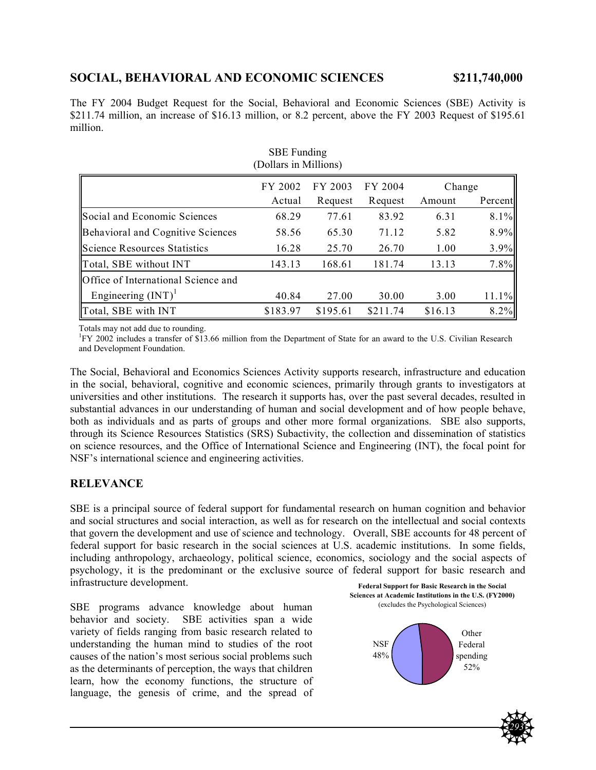## SOCIAL, BEHAVIORAL AND ECONOMIC SCIENCES $211,740,000

The FY 2004 Budget Request for the Social, Behavioral and Economic Sciences (SBE) Activity is $211.74 million, an increase of $16.13 million, or 8.2 percent, above the FY 2003 Request of $195.61 million.

SBE Funding
(Dollars in Millions)

| | FY 2002 Actual | FY 2003 Request | FY 2004 Request | Change Amount | Change Percent |
|---|---|---|---|---|---|
| Social and Economic Sciences | 68.29 | 77.61 | 83.92 | 6.31 | 8.1% |
| Behavioral and Cognitive Sciences | 58.56 | 65.30 | 71.12 | 5.82 | 8.9% |
| Science Resources Statistics | 16.28 | 25.70 | 26.70 | 1.00 | 3.9% |
| Total, SBE without INT | 143.13 | 168.61 | 181.74 | 13.13 | 7.8% |
| Office of International Science and Engineering (INT)[1] | 40.84 | 27.00 | 30.00 | 3.00 | 11.1% |
| Total, SBE with INT | $183.97 | $195.61 | $211.74 | $16.13 | 8.2% |

Totals may not add due to rounding.
[1]FY 2002 includes a transfer of $13.66 million from the Department of State for an award to the U.S. Civilian Research and Development Foundation.

The Social, Behavioral and Economics Sciences Activity supports research, infrastructure and education in the social, behavioral, cognitive and economic sciences, primarily through grants to investigators at universities and other institutions. The research it supports has, over the past several decades, resulted in substantial advances in our understanding of human and social development and of how people behave, both as individuals and as parts of groups and other more formal organizations. SBE also supports, through its Science Resources Statistics (SRS) Subactivity, the collection and dissemination of statistics on science resources, and the Office of International Science and Engineering (INT), the focal point for NSF's international science and engineering activities.

## RELEVANCE

SBE is a principal source of federal support for fundamental research on human cognition and behavior and social structures and social interaction, as well as for research on the intellectual and social contexts that govern the development and use of science and technology. Overall, SBE accounts for 48 percent of federal support for basic research in the social sciences at U.S. academic institutions. In some fields, including anthropology, archaeology, political science, economics, sociology and the social aspects of psychology, it is the predominant or the exclusive source of federal support for basic research and infrastructure development.

**Federal Support for Basic Research in the Social Sciences at Academic Institutions in the U.S. (FY2000)**
(excludes the Psychological Sciences)

NSF 48%
Other Federal spending 52%

SBE programs advance knowledge about human behavior and society. SBE activities span a wide variety of fields ranging from basic research related to understanding the human mind to studies of the root causes of the nation's most serious social problems such as the determinants of perception, the ways that children learn, how the economy functions, the structure of language, the genesis of crime, and the spread of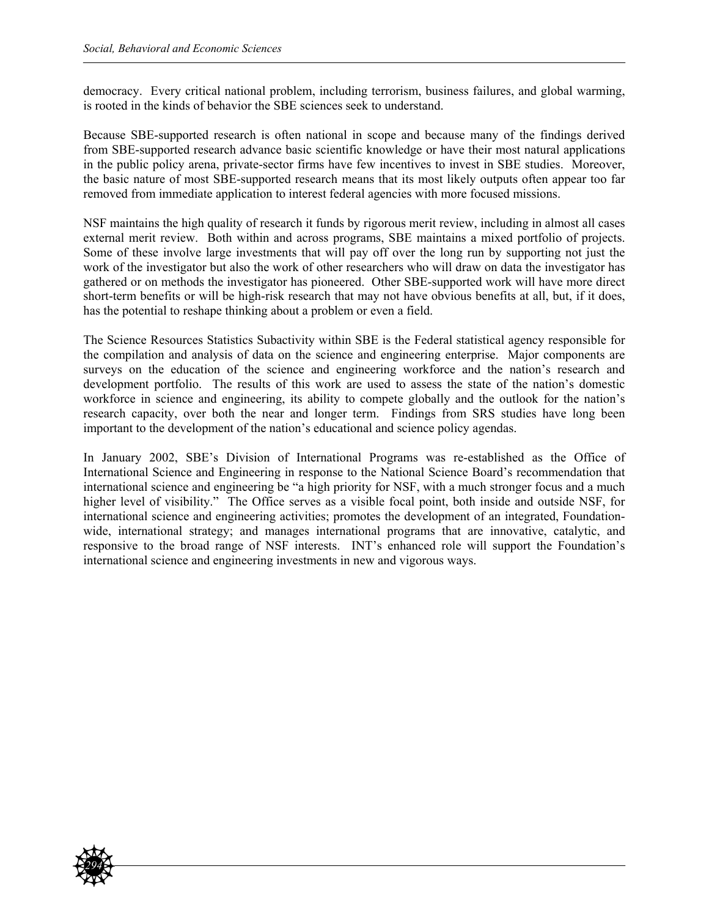democracy. Every critical national problem, including terrorism, business failures, and global warming, is rooted in the kinds of behavior the SBE sciences seek to understand.

Because SBE-supported research is often national in scope and because many of the findings derived from SBE-supported research advance basic scientific knowledge or have their most natural applications in the public policy arena, private-sector firms have few incentives to invest in SBE studies. Moreover, the basic nature of most SBE-supported research means that its most likely outputs often appear too far removed from immediate application to interest federal agencies with more focused missions.

NSF maintains the high quality of research it funds by rigorous merit review, including in almost all cases external merit review. Both within and across programs, SBE maintains a mixed portfolio of projects. Some of these involve large investments that will pay off over the long run by supporting not just the work of the investigator but also the work of other researchers who will draw on data the investigator has gathered or on methods the investigator has pioneered. Other SBE-supported work will have more direct short-term benefits or will be high-risk research that may not have obvious benefits at all, but, if it does, has the potential to reshape thinking about a problem or even a field.

The Science Resources Statistics Subactivity within SBE is the Federal statistical agency responsible for the compilation and analysis of data on the science and engineering enterprise. Major components are surveys on the education of the science and engineering workforce and the nation's research and development portfolio. The results of this work are used to assess the state of the nation's domestic workforce in science and engineering, its ability to compete globally and the outlook for the nation's research capacity, over both the near and longer term. Findings from SRS studies have long been important to the development of the nation's educational and science policy agendas.

In January 2002, SBE's Division of International Programs was re-established as the Office of International Science and Engineering in response to the National Science Board's recommendation that international science and engineering be "a high priority for NSF, with a much stronger focus and a much higher level of visibility." The Office serves as a visible focal point, both inside and outside NSF, for international science and engineering activities; promotes the development of an integrated, Foundation-wide, international strategy; and manages international programs that are innovative, catalytic, and responsive to the broad range of NSF interests. INT's enhanced role will support the Foundation's international science and engineering investments in new and vigorous ways.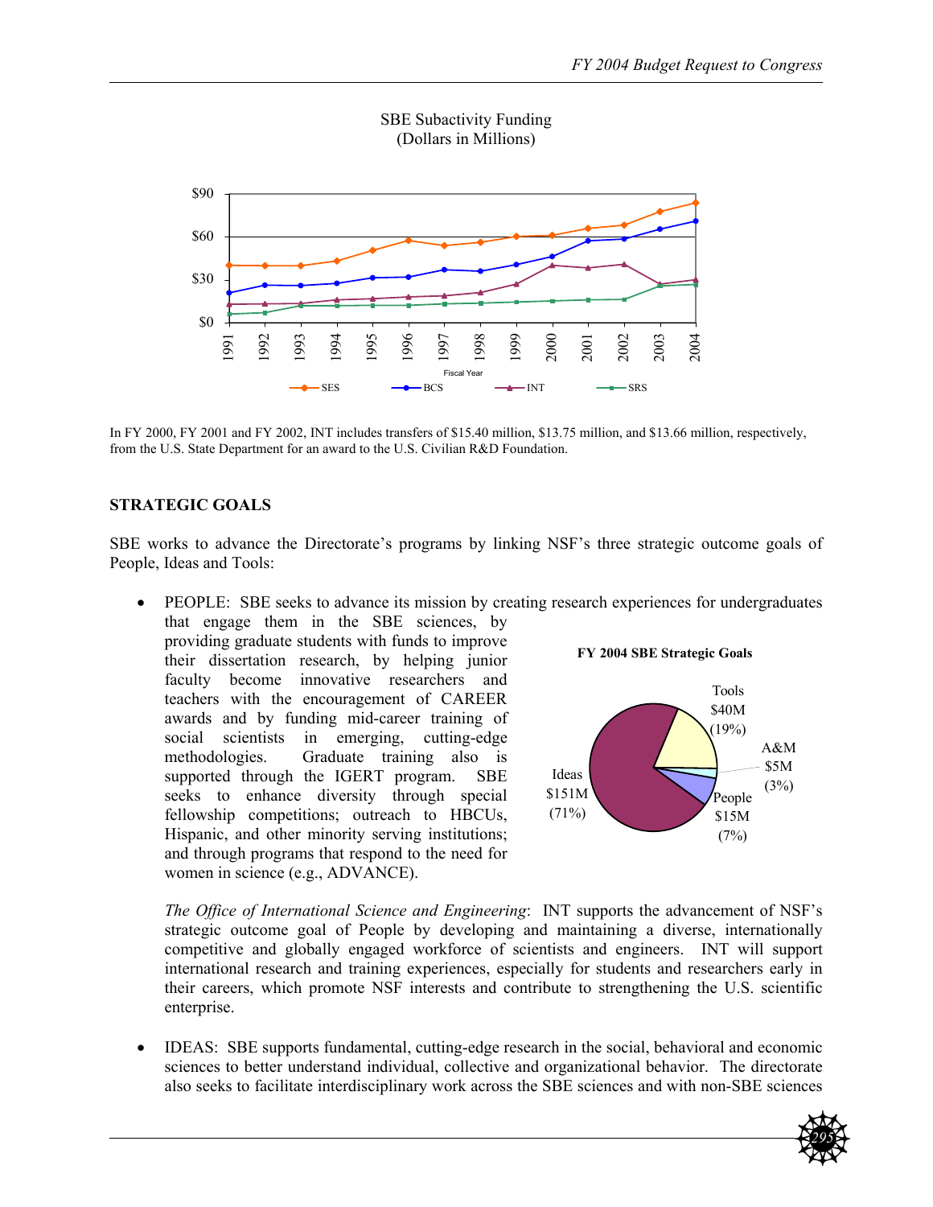SBE Subactivity Funding
(Dollars in Millions)

In FY 2000, FY 2001 and FY 2002, INT includes transfers of $15.40 million, $13.75 million, and $13.66 million, respectively, from the U.S. State Department for an award to the U.S. Civilian R&D Foundation.

## STRATEGIC GOALS

SBE works to advance the Directorate's programs by linking NSF's three strategic outcome goals of People, Ideas and Tools:

- PEOPLE: SBE seeks to advance its mission by creating research experiences for undergraduates that engage them in the SBE sciences, by providing graduate students with funds to improve their dissertation research, by helping junior faculty become innovative researchers and teachers with the encouragement of CAREER awards and by funding mid-career training of social scientists in emerging, cutting-edge methodologies. Graduate training also is supported through the IGERT program. SBE seeks to enhance diversity through special fellowship competitions; outreach to HBCUs, Hispanic, and other minority serving institutions; and through programs that respond to the need for women in science (e.g., ADVANCE).

  **FY 2004 SBE Strategic Goals**

  Ideas $151M (71%); Tools $40M (19%); A&M $5M (3%); People $15M (7%)

  *The Office of International Science and Engineering*: INT supports the advancement of NSF's strategic outcome goal of People by developing and maintaining a diverse, internationally competitive and globally engaged workforce of scientists and engineers. INT will support international research and training experiences, especially for students and researchers early in their careers, which promote NSF interests and contribute to strengthening the U.S. scientific enterprise.

- IDEAS: SBE supports fundamental, cutting-edge research in the social, behavioral and economic sciences to better understand individual, collective and organizational behavior. The directorate also seeks to facilitate interdisciplinary work across the SBE sciences and with non-SBE sciences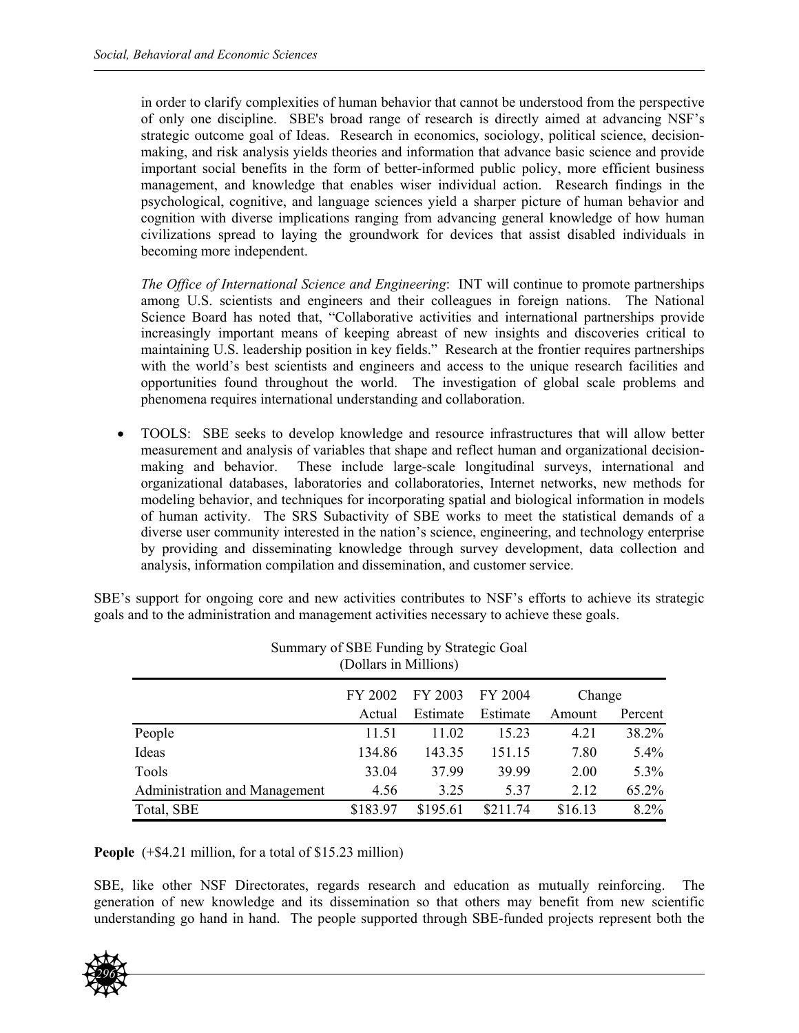in order to clarify complexities of human behavior that cannot be understood from the perspective of only one discipline. SBE's broad range of research is directly aimed at advancing NSF's strategic outcome goal of Ideas. Research in economics, sociology, political science, decision-making, and risk analysis yields theories and information that advance basic science and provide important social benefits in the form of better-informed public policy, more efficient business management, and knowledge that enables wiser individual action. Research findings in the psychological, cognitive, and language sciences yield a sharper picture of human behavior and cognition with diverse implications ranging from advancing general knowledge of how human civilizations spread to laying the groundwork for devices that assist disabled individuals in becoming more independent.

*The Office of International Science and Engineering*: INT will continue to promote partnerships among U.S. scientists and engineers and their colleagues in foreign nations. The National Science Board has noted that, "Collaborative activities and international partnerships provide increasingly important means of keeping abreast of new insights and discoveries critical to maintaining U.S. leadership position in key fields." Research at the frontier requires partnerships with the world's best scientists and engineers and access to the unique research facilities and opportunities found throughout the world. The investigation of global scale problems and phenomena requires international understanding and collaboration.

- TOOLS: SBE seeks to develop knowledge and resource infrastructures that will allow better measurement and analysis of variables that shape and reflect human and organizational decision-making and behavior. These include large-scale longitudinal surveys, international and organizational databases, laboratories and collaboratories, Internet networks, new methods for modeling behavior, and techniques for incorporating spatial and biological information in models of human activity. The SRS Subactivity of SBE works to meet the statistical demands of a diverse user community interested in the nation's science, engineering, and technology enterprise by providing and disseminating knowledge through survey development, data collection and analysis, information compilation and dissemination, and customer service.

SBE's support for ongoing core and new activities contributes to NSF's efforts to achieve its strategic goals and to the administration and management activities necessary to achieve these goals.

Summary of SBE Funding by Strategic Goal
(Dollars in Millions)

| | FY 2002 Actual | FY 2003 Estimate | FY 2004 Estimate | Change Amount | Change Percent |
|---|---|---|---|---|---|
| People | 11.51 | 11.02 | 15.23 | 4.21 | 38.2% |
| Ideas | 134.86 | 143.35 | 151.15 | 7.80 | 5.4% |
| Tools | 33.04 | 37.99 | 39.99 | 2.00 | 5.3% |
| Administration and Management | 4.56 | 3.25 | 5.37 | 2.12 | 65.2% |
| Total, SBE | $183.97 | $195.61 | $211.74 | $16.13 | 8.2% |

**People** (+$4.21 million, for a total of $15.23 million)

SBE, like other NSF Directorates, regards research and education as mutually reinforcing. The generation of new knowledge and its dissemination so that others may benefit from new scientific understanding go hand in hand. The people supported through SBE-funded projects represent both the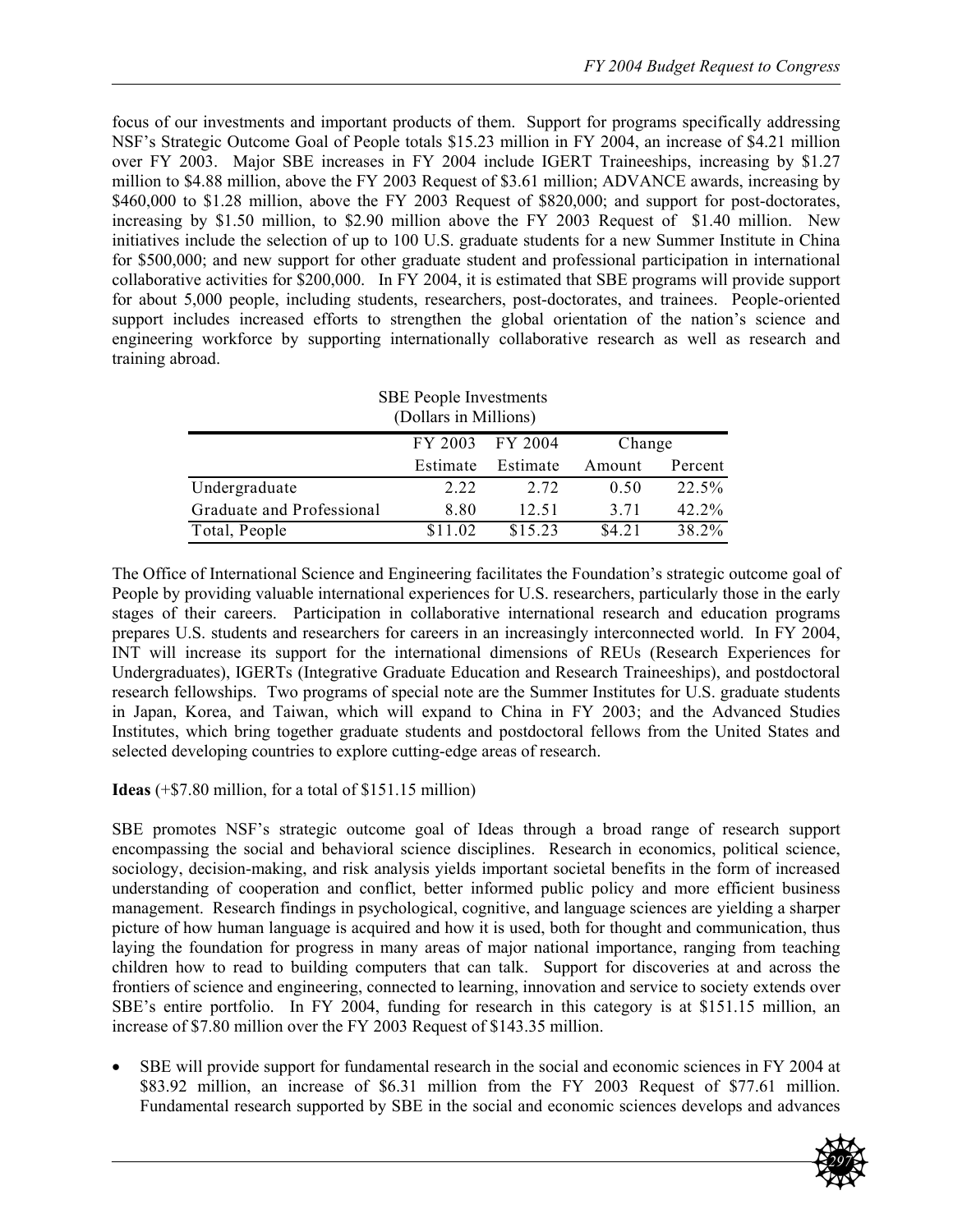focus of our investments and important products of them. Support for programs specifically addressing NSF's Strategic Outcome Goal of People totals $15.23 million in FY 2004, an increase of $4.21 million over FY 2003. Major SBE increases in FY 2004 include IGERT Traineeships, increasing by $1.27 million to $4.88 million, above the FY 2003 Request of $3.61 million; ADVANCE awards, increasing by $460,000 to $1.28 million, above the FY 2003 Request of $820,000; and support for post-doctorates, increasing by $1.50 million, to $2.90 million above the FY 2003 Request of $1.40 million. New initiatives include the selection of up to 100 U.S. graduate students for a new Summer Institute in China for $500,000; and new support for other graduate student and professional participation in international collaborative activities for $200,000. In FY 2004, it is estimated that SBE programs will provide support for about 5,000 people, including students, researchers, post-doctorates, and trainees. People-oriented support includes increased efforts to strengthen the global orientation of the nation's science and engineering workforce by supporting internationally collaborative research as well as research and training abroad.

SBE People Investments
(Dollars in Millions)

| | FY 2003 Estimate | FY 2004 Estimate | Change Amount | Change Percent |
|---|---|---|---|---|
| Undergraduate | 2.22 | 2.72 | 0.50 | 22.5% |
| Graduate and Professional | 8.80 | 12.51 | 3.71 | 42.2% |
| Total, People | $11.02 | $15.23 | $4.21 | 38.2% |

The Office of International Science and Engineering facilitates the Foundation's strategic outcome goal of People by providing valuable international experiences for U.S. researchers, particularly those in the early stages of their careers. Participation in collaborative international research and education programs prepares U.S. students and researchers for careers in an increasingly interconnected world. In FY 2004, INT will increase its support for the international dimensions of REUs (Research Experiences for Undergraduates), IGERTs (Integrative Graduate Education and Research Traineeships), and postdoctoral research fellowships. Two programs of special note are the Summer Institutes for U.S. graduate students in Japan, Korea, and Taiwan, which will expand to China in FY 2003; and the Advanced Studies Institutes, which bring together graduate students and postdoctoral fellows from the United States and selected developing countries to explore cutting-edge areas of research.

**Ideas** (+$7.80 million, for a total of $151.15 million)

SBE promotes NSF's strategic outcome goal of Ideas through a broad range of research support encompassing the social and behavioral science disciplines. Research in economics, political science, sociology, decision-making, and risk analysis yields important societal benefits in the form of increased understanding of cooperation and conflict, better informed public policy and more efficient business management. Research findings in psychological, cognitive, and language sciences are yielding a sharper picture of how human language is acquired and how it is used, both for thought and communication, thus laying the foundation for progress in many areas of major national importance, ranging from teaching children how to read to building computers that can talk. Support for discoveries at and across the frontiers of science and engineering, connected to learning, innovation and service to society extends over SBE's entire portfolio. In FY 2004, funding for research in this category is at $151.15 million, an increase of $7.80 million over the FY 2003 Request of $143.35 million.

- SBE will provide support for fundamental research in the social and economic sciences in FY 2004 at $83.92 million, an increase of $6.31 million from the FY 2003 Request of $77.61 million. Fundamental research supported by SBE in the social and economic sciences develops and advances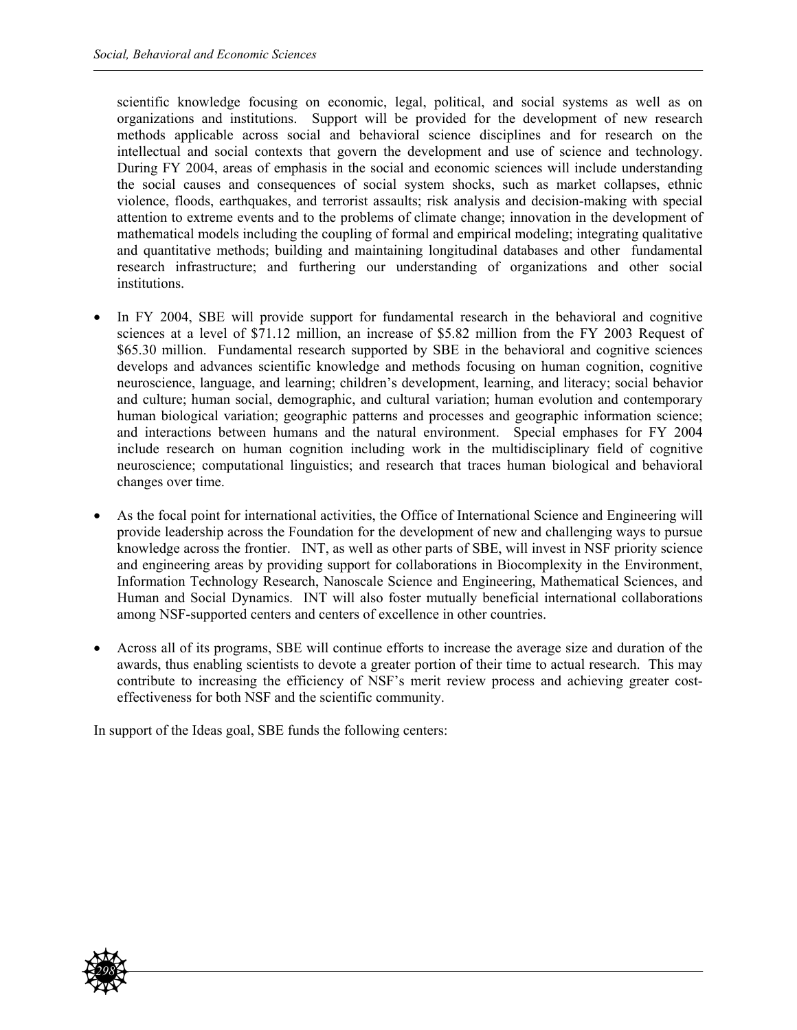scientific knowledge focusing on economic, legal, political, and social systems as well as on organizations and institutions. Support will be provided for the development of new research methods applicable across social and behavioral science disciplines and for research on the intellectual and social contexts that govern the development and use of science and technology. During FY 2004, areas of emphasis in the social and economic sciences will include understanding the social causes and consequences of social system shocks, such as market collapses, ethnic violence, floods, earthquakes, and terrorist assaults; risk analysis and decision-making with special attention to extreme events and to the problems of climate change; innovation in the development of mathematical models including the coupling of formal and empirical modeling; integrating qualitative and quantitative methods; building and maintaining longitudinal databases and other fundamental research infrastructure; and furthering our understanding of organizations and other social institutions.

- In FY 2004, SBE will provide support for fundamental research in the behavioral and cognitive sciences at a level of $71.12 million, an increase of $5.82 million from the FY 2003 Request of $65.30 million. Fundamental research supported by SBE in the behavioral and cognitive sciences develops and advances scientific knowledge and methods focusing on human cognition, cognitive neuroscience, language, and learning; children's development, learning, and literacy; social behavior and culture; human social, demographic, and cultural variation; human evolution and contemporary human biological variation; geographic patterns and processes and geographic information science; and interactions between humans and the natural environment. Special emphases for FY 2004 include research on human cognition including work in the multidisciplinary field of cognitive neuroscience; computational linguistics; and research that traces human biological and behavioral changes over time.

- As the focal point for international activities, the Office of International Science and Engineering will provide leadership across the Foundation for the development of new and challenging ways to pursue knowledge across the frontier. INT, as well as other parts of SBE, will invest in NSF priority science and engineering areas by providing support for collaborations in Biocomplexity in the Environment, Information Technology Research, Nanoscale Science and Engineering, Mathematical Sciences, and Human and Social Dynamics. INT will also foster mutually beneficial international collaborations among NSF-supported centers and centers of excellence in other countries.

- Across all of its programs, SBE will continue efforts to increase the average size and duration of the awards, thus enabling scientists to devote a greater portion of their time to actual research. This may contribute to increasing the efficiency of NSF's merit review process and achieving greater cost-effectiveness for both NSF and the scientific community.

In support of the Ideas goal, SBE funds the following centers: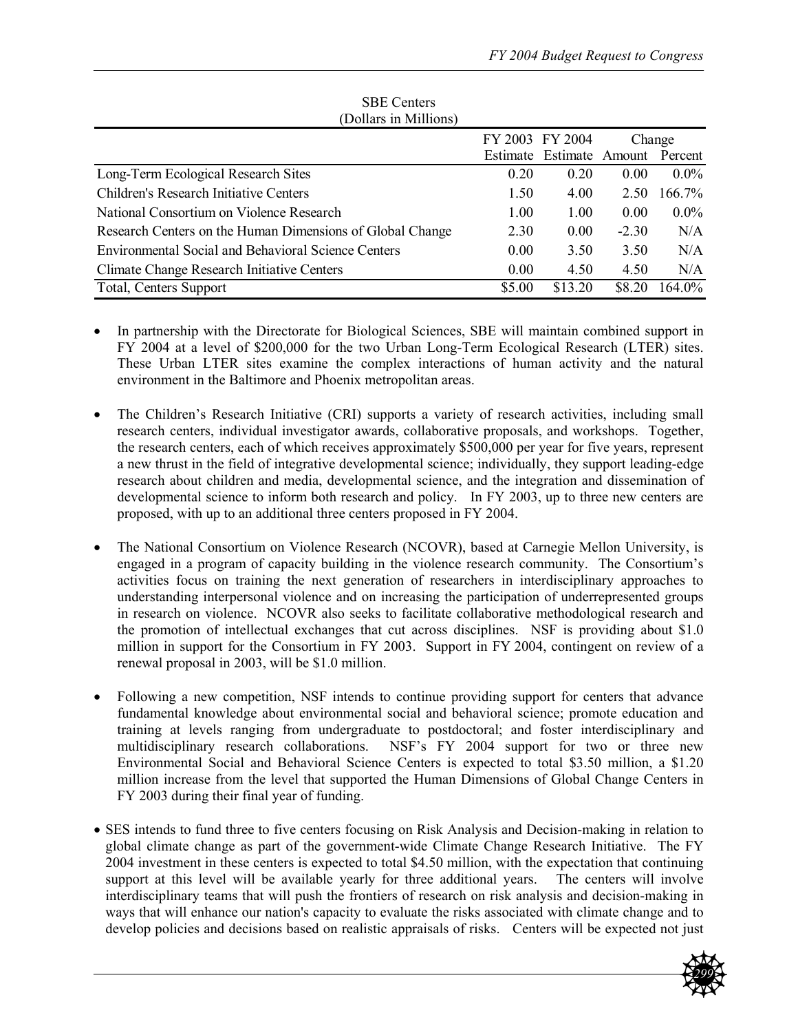SBE Centers
(Dollars in Millions)

| | FY 2003 Estimate | FY 2004 Estimate | Change Amount | Change Percent |
|---|---|---|---|---|
| Long-Term Ecological Research Sites | 0.20 | 0.20 | 0.00 | 0.0% |
| Children's Research Initiative Centers | 1.50 | 4.00 | 2.50 | 166.7% |
| National Consortium on Violence Research | 1.00 | 1.00 | 0.00 | 0.0% |
| Research Centers on the Human Dimensions of Global Change | 2.30 | 0.00 | -2.30 | N/A |
| Environmental Social and Behavioral Science Centers | 0.00 | 3.50 | 3.50 | N/A |
| Climate Change Research Initiative Centers | 0.00 | 4.50 | 4.50 | N/A |
| Total, Centers Support | $5.00 | $13.20 | $8.20 | 164.0% |

- In partnership with the Directorate for Biological Sciences, SBE will maintain combined support in FY 2004 at a level of $200,000 for the two Urban Long-Term Ecological Research (LTER) sites. These Urban LTER sites examine the complex interactions of human activity and the natural environment in the Baltimore and Phoenix metropolitan areas.

- The Children's Research Initiative (CRI) supports a variety of research activities, including small research centers, individual investigator awards, collaborative proposals, and workshops. Together, the research centers, each of which receives approximately $500,000 per year for five years, represent a new thrust in the field of integrative developmental science; individually, they support leading-edge research about children and media, developmental science, and the integration and dissemination of developmental science to inform both research and policy. In FY 2003, up to three new centers are proposed, with up to an additional three centers proposed in FY 2004.

- The National Consortium on Violence Research (NCOVR), based at Carnegie Mellon University, is engaged in a program of capacity building in the violence research community. The Consortium's activities focus on training the next generation of researchers in interdisciplinary approaches to understanding interpersonal violence and on increasing the participation of underrepresented groups in research on violence. NCOVR also seeks to facilitate collaborative methodological research and the promotion of intellectual exchanges that cut across disciplines. NSF is providing about $1.0 million in support for the Consortium in FY 2003. Support in FY 2004, contingent on review of a renewal proposal in 2003, will be $1.0 million.

- Following a new competition, NSF intends to continue providing support for centers that advance fundamental knowledge about environmental social and behavioral science; promote education and training at levels ranging from undergraduate to postdoctoral; and foster interdisciplinary and multidisciplinary research collaborations. NSF's FY 2004 support for two or three new Environmental Social and Behavioral Science Centers is expected to total $3.50 million, a $1.20 million increase from the level that supported the Human Dimensions of Global Change Centers in FY 2003 during their final year of funding.

- SES intends to fund three to five centers focusing on Risk Analysis and Decision-making in relation to global climate change as part of the government-wide Climate Change Research Initiative. The FY 2004 investment in these centers is expected to total $4.50 million, with the expectation that continuing support at this level will be available yearly for three additional years. The centers will involve interdisciplinary teams that will push the frontiers of research on risk analysis and decision-making in ways that will enhance our nation's capacity to evaluate the risks associated with climate change and to develop policies and decisions based on realistic appraisals of risks. Centers will be expected not just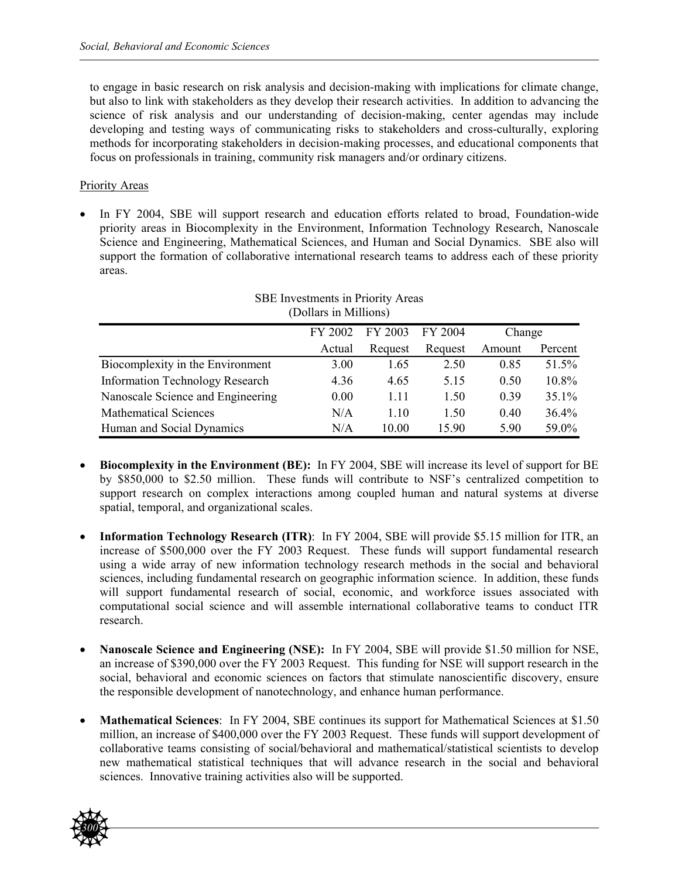to engage in basic research on risk analysis and decision-making with implications for climate change, but also to link with stakeholders as they develop their research activities. In addition to advancing the science of risk analysis and our understanding of decision-making, center agendas may include developing and testing ways of communicating risks to stakeholders and cross-culturally, exploring methods for incorporating stakeholders in decision-making processes, and educational components that focus on professionals in training, community risk managers and/or ordinary citizens.

Priority Areas

- In FY 2004, SBE will support research and education efforts related to broad, Foundation-wide priority areas in Biocomplexity in the Environment, Information Technology Research, Nanoscale Science and Engineering, Mathematical Sciences, and Human and Social Dynamics. SBE also will support the formation of collaborative international research teams to address each of these priority areas.

SBE Investments in Priority Areas
(Dollars in Millions)

| | FY 2002 | FY 2003 | FY 2004 | Change | |
|---|---|---|---|---|---|
| | Actual | Request | Request | Amount | Percent |
| Biocomplexity in the Environment | 3.00 | 1.65 | 2.50 | 0.85 | 51.5% |
| Information Technology Research | 4.36 | 4.65 | 5.15 | 0.50 | 10.8% |
| Nanoscale Science and Engineering | 0.00 | 1.11 | 1.50 | 0.39 | 35.1% |
| Mathematical Sciences | N/A | 1.10 | 1.50 | 0.40 | 36.4% |
| Human and Social Dynamics | N/A | 10.00 | 15.90 | 5.90 | 59.0% |

- **Biocomplexity in the Environment (BE):** In FY 2004, SBE will increase its level of support for BE by $850,000 to $2.50 million. These funds will contribute to NSF's centralized competition to support research on complex interactions among coupled human and natural systems at diverse spatial, temporal, and organizational scales.

- **Information Technology Research (ITR)**: In FY 2004, SBE will provide $5.15 million for ITR, an increase of $500,000 over the FY 2003 Request. These funds will support fundamental research using a wide array of new information technology research methods in the social and behavioral sciences, including fundamental research on geographic information science. In addition, these funds will support fundamental research of social, economic, and workforce issues associated with computational social science and will assemble international collaborative teams to conduct ITR research.

- **Nanoscale Science and Engineering (NSE):** In FY 2004, SBE will provide $1.50 million for NSE, an increase of $390,000 over the FY 2003 Request. This funding for NSE will support research in the social, behavioral and economic sciences on factors that stimulate nanoscientific discovery, ensure the responsible development of nanotechnology, and enhance human performance.

- **Mathematical Sciences**: In FY 2004, SBE continues its support for Mathematical Sciences at $1.50 million, an increase of $400,000 over the FY 2003 Request. These funds will support development of collaborative teams consisting of social/behavioral and mathematical/statistical scientists to develop new mathematical statistical techniques that will advance research in the social and behavioral sciences. Innovative training activities also will be supported.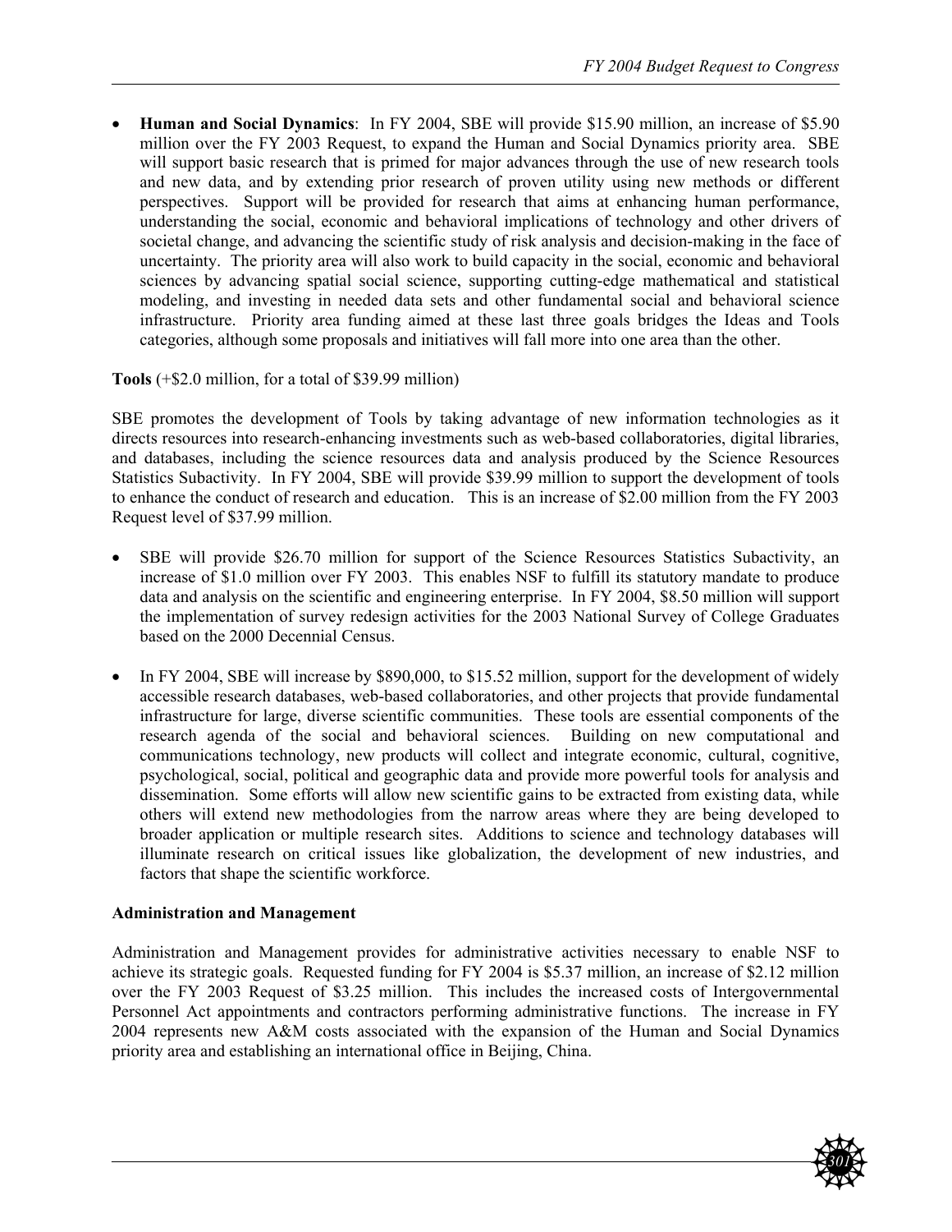- **Human and Social Dynamics**: In FY 2004, SBE will provide $15.90 million, an increase of $5.90 million over the FY 2003 Request, to expand the Human and Social Dynamics priority area. SBE will support basic research that is primed for major advances through the use of new research tools and new data, and by extending prior research of proven utility using new methods or different perspectives. Support will be provided for research that aims at enhancing human performance, understanding the social, economic and behavioral implications of technology and other drivers of societal change, and advancing the scientific study of risk analysis and decision-making in the face of uncertainty. The priority area will also work to build capacity in the social, economic and behavioral sciences by advancing spatial social science, supporting cutting-edge mathematical and statistical modeling, and investing in needed data sets and other fundamental social and behavioral science infrastructure. Priority area funding aimed at these last three goals bridges the Ideas and Tools categories, although some proposals and initiatives will fall more into one area than the other.

**Tools** (+$2.0 million, for a total of $39.99 million)

SBE promotes the development of Tools by taking advantage of new information technologies as it directs resources into research-enhancing investments such as web-based collaboratories, digital libraries, and databases, including the science resources data and analysis produced by the Science Resources Statistics Subactivity. In FY 2004, SBE will provide $39.99 million to support the development of tools to enhance the conduct of research and education. This is an increase of $2.00 million from the FY 2003 Request level of $37.99 million.

- SBE will provide $26.70 million for support of the Science Resources Statistics Subactivity, an increase of $1.0 million over FY 2003. This enables NSF to fulfill its statutory mandate to produce data and analysis on the scientific and engineering enterprise. In FY 2004, $8.50 million will support the implementation of survey redesign activities for the 2003 National Survey of College Graduates based on the 2000 Decennial Census.

- In FY 2004, SBE will increase by $890,000, to $15.52 million, support for the development of widely accessible research databases, web-based collaboratories, and other projects that provide fundamental infrastructure for large, diverse scientific communities. These tools are essential components of the research agenda of the social and behavioral sciences. Building on new computational and communications technology, new products will collect and integrate economic, cultural, cognitive, psychological, social, political and geographic data and provide more powerful tools for analysis and dissemination. Some efforts will allow new scientific gains to be extracted from existing data, while others will extend new methodologies from the narrow areas where they are being developed to broader application or multiple research sites. Additions to science and technology databases will illuminate research on critical issues like globalization, the development of new industries, and factors that shape the scientific workforce.

**Administration and Management**

Administration and Management provides for administrative activities necessary to enable NSF to achieve its strategic goals. Requested funding for FY 2004 is $5.37 million, an increase of $2.12 million over the FY 2003 Request of $3.25 million. This includes the increased costs of Intergovernmental Personnel Act appointments and contractors performing administrative functions. The increase in FY 2004 represents new A&M costs associated with the expansion of the Human and Social Dynamics priority area and establishing an international office in Beijing, China.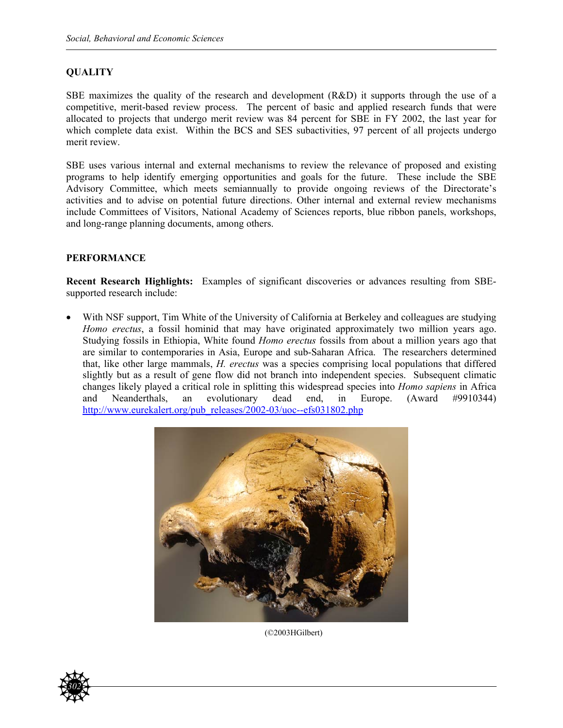## QUALITY

SBE maximizes the quality of the research and development (R&D) it supports through the use of a competitive, merit-based review process. The percent of basic and applied research funds that were allocated to projects that undergo merit review was 84 percent for SBE in FY 2002, the last year for which complete data exist. Within the BCS and SES subactivities, 97 percent of all projects undergo merit review.

SBE uses various internal and external mechanisms to review the relevance of proposed and existing programs to help identify emerging opportunities and goals for the future. These include the SBE Advisory Committee, which meets semiannually to provide ongoing reviews of the Directorate's activities and to advise on potential future directions. Other internal and external review mechanisms include Committees of Visitors, National Academy of Sciences reports, blue ribbon panels, workshops, and long-range planning documents, among others.

## PERFORMANCE

**Recent Research Highlights:** Examples of significant discoveries or advances resulting from SBE-supported research include:

- With NSF support, Tim White of the University of California at Berkeley and colleagues are studying *Homo erectus*, a fossil hominid that may have originated approximately two million years ago. Studying fossils in Ethiopia, White found *Homo erectus* fossils from about a million years ago that are similar to contemporaries in Asia, Europe and sub-Saharan Africa. The researchers determined that, like other large mammals, *H. erectus* was a species comprising local populations that differed slightly but as a result of gene flow did not branch into independent species. Subsequent climatic changes likely played a critical role in splitting this widespread species into *Homo sapiens* in Africa and Neanderthals, an evolutionary dead end, in Europe. (Award #9910344) http://www.eurekalert.org/pub_releases/2002-03/uoc--efs031802.php

(©2003HGilbert)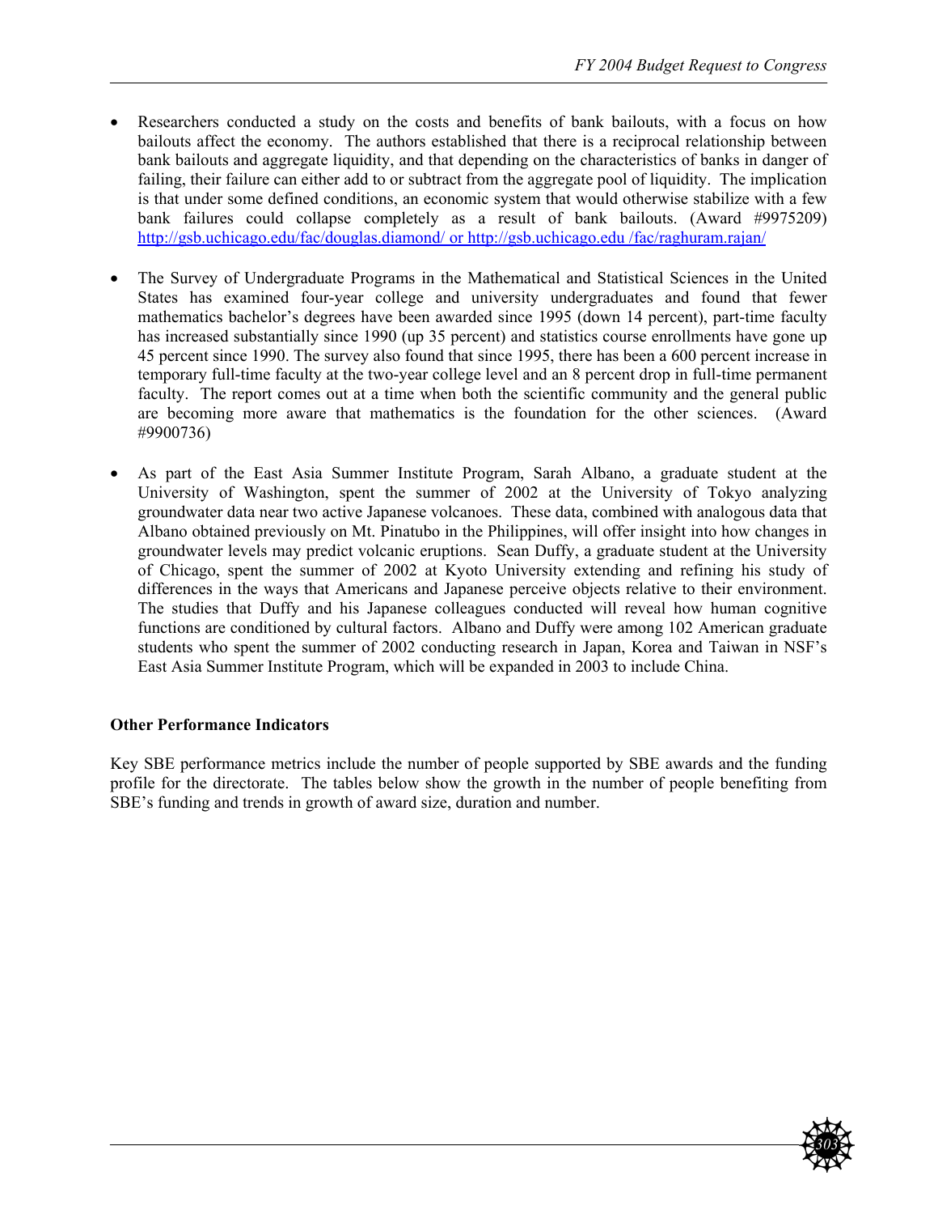- Researchers conducted a study on the costs and benefits of bank bailouts, with a focus on how bailouts affect the economy. The authors established that there is a reciprocal relationship between bank bailouts and aggregate liquidity, and that depending on the characteristics of banks in danger of failing, their failure can either add to or subtract from the aggregate pool of liquidity. The implication is that under some defined conditions, an economic system that would otherwise stabilize with a few bank failures could collapse completely as a result of bank bailouts. (Award #9975209) http://gsb.uchicago.edu/fac/douglas.diamond/ or http://gsb.uchicago.edu /fac/raghuram.rajan/

- The Survey of Undergraduate Programs in the Mathematical and Statistical Sciences in the United States has examined four-year college and university undergraduates and found that fewer mathematics bachelor's degrees have been awarded since 1995 (down 14 percent), part-time faculty has increased substantially since 1990 (up 35 percent) and statistics course enrollments have gone up 45 percent since 1990. The survey also found that since 1995, there has been a 600 percent increase in temporary full-time faculty at the two-year college level and an 8 percent drop in full-time permanent faculty. The report comes out at a time when both the scientific community and the general public are becoming more aware that mathematics is the foundation for the other sciences. (Award #9900736)

- As part of the East Asia Summer Institute Program, Sarah Albano, a graduate student at the University of Washington, spent the summer of 2002 at the University of Tokyo analyzing groundwater data near two active Japanese volcanoes. These data, combined with analogous data that Albano obtained previously on Mt. Pinatubo in the Philippines, will offer insight into how changes in groundwater levels may predict volcanic eruptions. Sean Duffy, a graduate student at the University of Chicago, spent the summer of 2002 at Kyoto University extending and refining his study of differences in the ways that Americans and Japanese perceive objects relative to their environment. The studies that Duffy and his Japanese colleagues conducted will reveal how human cognitive functions are conditioned by cultural factors. Albano and Duffy were among 102 American graduate students who spent the summer of 2002 conducting research in Japan, Korea and Taiwan in NSF's East Asia Summer Institute Program, which will be expanded in 2003 to include China.

**Other Performance Indicators**

Key SBE performance metrics include the number of people supported by SBE awards and the funding profile for the directorate. The tables below show the growth in the number of people benefiting from SBE's funding and trends in growth of award size, duration and number.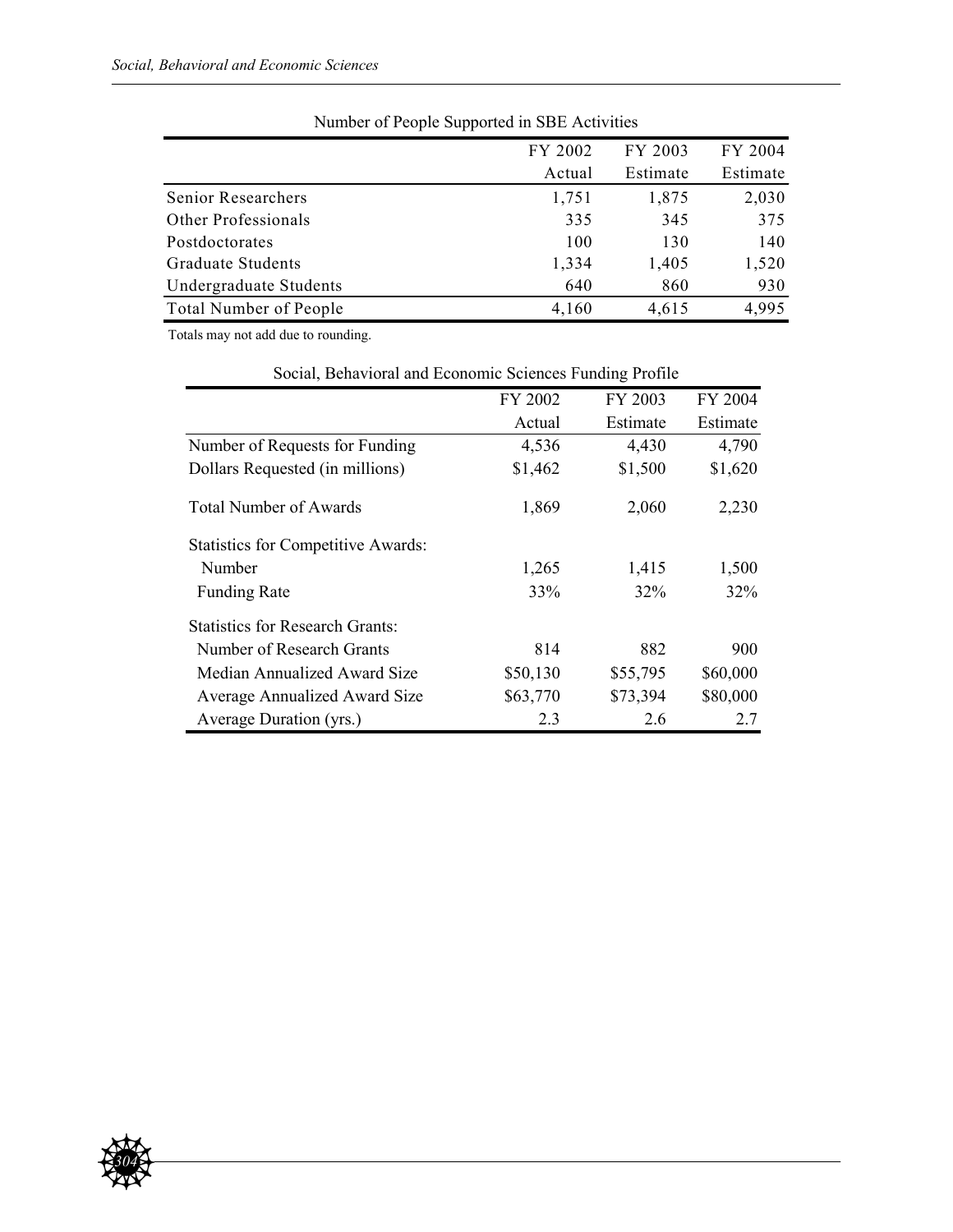Number of People Supported in SBE Activities

| | FY 2002 Actual | FY 2003 Estimate | FY 2004 Estimate |
|---|---|---|---|
| Senior Researchers | 1,751 | 1,875 | 2,030 |
| Other Professionals | 335 | 345 | 375 |
| Postdoctorates | 100 | 130 | 140 |
| Graduate Students | 1,334 | 1,405 | 1,520 |
| Undergraduate Students | 640 | 860 | 930 |
| Total Number of People | 4,160 | 4,615 | 4,995 |

Totals may not add due to rounding.

Social, Behavioral and Economic Sciences Funding Profile

| | FY 2002 Actual | FY 2003 Estimate | FY 2004 Estimate |
|---|---|---|---|
| Number of Requests for Funding | 4,536 | 4,430 | 4,790 |
| Dollars Requested (in millions) | $1,462 | $1,500 | $1,620 |
| Total Number of Awards | 1,869 | 2,060 | 2,230 |
| Statistics for Competitive Awards: | | | |
| Number | 1,265 | 1,415 | 1,500 |
| Funding Rate | 33% | 32% | 32% |
| Statistics for Research Grants: | | | |
| Number of Research Grants | 814 | 882 | 900 |
| Median Annualized Award Size | $50,130 | $55,795 | $60,000 |
| Average Annualized Award Size | $63,770 | $73,394 | $80,000 |
| Average Duration (yrs.) | 2.3 | 2.6 | 2.7 |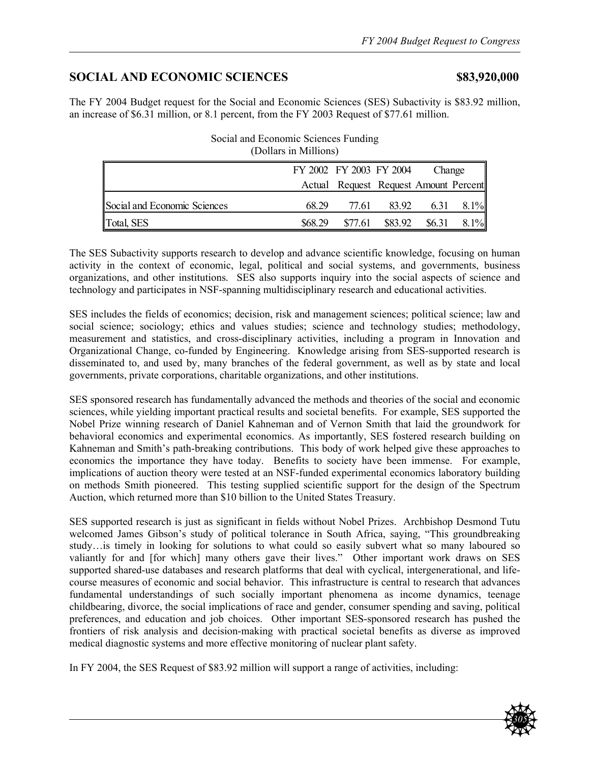## SOCIAL AND ECONOMIC SCIENCES $83,920,000

The FY 2004 Budget request for the Social and Economic Sciences (SES) Subactivity is $83.92 million, an increase of $6.31 million, or 8.1 percent, from the FY 2003 Request of $77.61 million.

Social and Economic Sciences Funding
(Dollars in Millions)

| | FY 2002 Actual | FY 2003 Request | FY 2004 Request | Change Amount | Change Percent |
|---|---|---|---|---|---|
| Social and Economic Sciences | 68.29 | 77.61 | 83.92 | 6.31 | 8.1% |
| Total, SES | $68.29 | $77.61 | $83.92 | $6.31 | 8.1% |

The SES Subactivity supports research to develop and advance scientific knowledge, focusing on human activity in the context of economic, legal, political and social systems, and governments, business organizations, and other institutions. SES also supports inquiry into the social aspects of science and technology and participates in NSF-spanning multidisciplinary research and educational activities.

SES includes the fields of economics; decision, risk and management sciences; political science; law and social science; sociology; ethics and values studies; science and technology studies; methodology, measurement and statistics, and cross-disciplinary activities, including a program in Innovation and Organizational Change, co-funded by Engineering. Knowledge arising from SES-supported research is disseminated to, and used by, many branches of the federal government, as well as by state and local governments, private corporations, charitable organizations, and other institutions.

SES sponsored research has fundamentally advanced the methods and theories of the social and economic sciences, while yielding important practical results and societal benefits. For example, SES supported the Nobel Prize winning research of Daniel Kahneman and of Vernon Smith that laid the groundwork for behavioral economics and experimental economics. As importantly, SES fostered research building on Kahneman and Smith's path-breaking contributions. This body of work helped give these approaches to economics the importance they have today. Benefits to society have been immense. For example, implications of auction theory were tested at an NSF-funded experimental economics laboratory building on methods Smith pioneered. This testing supplied scientific support for the design of the Spectrum Auction, which returned more than $10 billion to the United States Treasury.

SES supported research is just as significant in fields without Nobel Prizes. Archbishop Desmond Tutu welcomed James Gibson's study of political tolerance in South Africa, saying, "This groundbreaking study…is timely in looking for solutions to what could so easily subvert what so many laboured so valiantly for and [for which] many others gave their lives." Other important work draws on SES supported shared-use databases and research platforms that deal with cyclical, intergenerational, and life-course measures of economic and social behavior. This infrastructure is central to research that advances fundamental understandings of such socially important phenomena as income dynamics, teenage childbearing, divorce, the social implications of race and gender, consumer spending and saving, political preferences, and education and job choices. Other important SES-sponsored research has pushed the frontiers of risk analysis and decision-making with practical societal benefits as diverse as improved medical diagnostic systems and more effective monitoring of nuclear plant safety.

In FY 2004, the SES Request of $83.92 million will support a range of activities, including: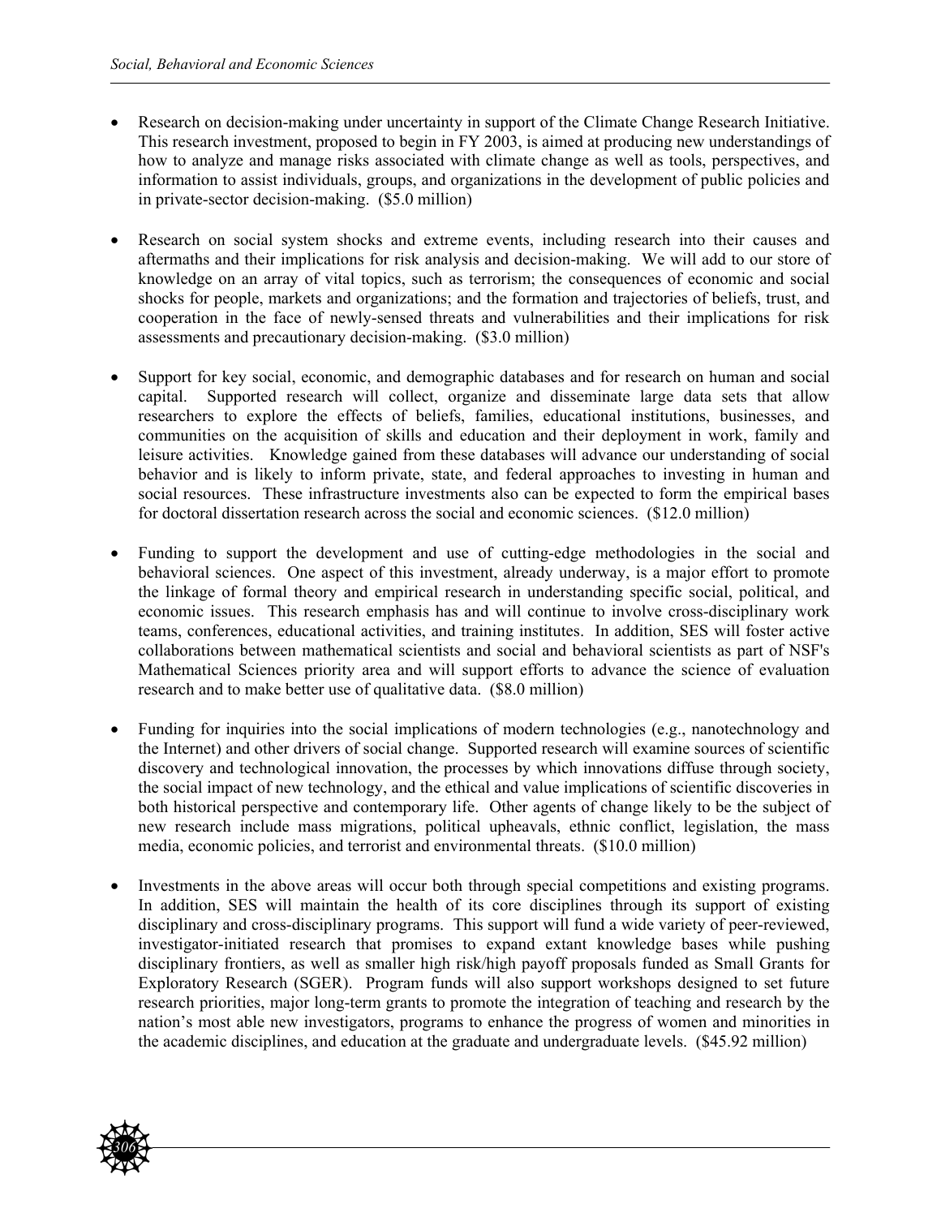- Research on decision-making under uncertainty in support of the Climate Change Research Initiative. This research investment, proposed to begin in FY 2003, is aimed at producing new understandings of how to analyze and manage risks associated with climate change as well as tools, perspectives, and information to assist individuals, groups, and organizations in the development of public policies and in private-sector decision-making. ($5.0 million)

- Research on social system shocks and extreme events, including research into their causes and aftermaths and their implications for risk analysis and decision-making. We will add to our store of knowledge on an array of vital topics, such as terrorism; the consequences of economic and social shocks for people, markets and organizations; and the formation and trajectories of beliefs, trust, and cooperation in the face of newly-sensed threats and vulnerabilities and their implications for risk assessments and precautionary decision-making. ($3.0 million)

- Support for key social, economic, and demographic databases and for research on human and social capital. Supported research will collect, organize and disseminate large data sets that allow researchers to explore the effects of beliefs, families, educational institutions, businesses, and communities on the acquisition of skills and education and their deployment in work, family and leisure activities. Knowledge gained from these databases will advance our understanding of social behavior and is likely to inform private, state, and federal approaches to investing in human and social resources. These infrastructure investments also can be expected to form the empirical bases for doctoral dissertation research across the social and economic sciences. ($12.0 million)

- Funding to support the development and use of cutting-edge methodologies in the social and behavioral sciences. One aspect of this investment, already underway, is a major effort to promote the linkage of formal theory and empirical research in understanding specific social, political, and economic issues. This research emphasis has and will continue to involve cross-disciplinary work teams, conferences, educational activities, and training institutes. In addition, SES will foster active collaborations between mathematical scientists and social and behavioral scientists as part of NSF's Mathematical Sciences priority area and will support efforts to advance the science of evaluation research and to make better use of qualitative data. ($8.0 million)

- Funding for inquiries into the social implications of modern technologies (e.g., nanotechnology and the Internet) and other drivers of social change. Supported research will examine sources of scientific discovery and technological innovation, the processes by which innovations diffuse through society, the social impact of new technology, and the ethical and value implications of scientific discoveries in both historical perspective and contemporary life. Other agents of change likely to be the subject of new research include mass migrations, political upheavals, ethnic conflict, legislation, the mass media, economic policies, and terrorist and environmental threats. ($10.0 million)

- Investments in the above areas will occur both through special competitions and existing programs. In addition, SES will maintain the health of its core disciplines through its support of existing disciplinary and cross-disciplinary programs. This support will fund a wide variety of peer-reviewed, investigator-initiated research that promises to expand extant knowledge bases while pushing disciplinary frontiers, as well as smaller high risk/high payoff proposals funded as Small Grants for Exploratory Research (SGER). Program funds will also support workshops designed to set future research priorities, major long-term grants to promote the integration of teaching and research by the nation's most able new investigators, programs to enhance the progress of women and minorities in the academic disciplines, and education at the graduate and undergraduate levels. ($45.92 million)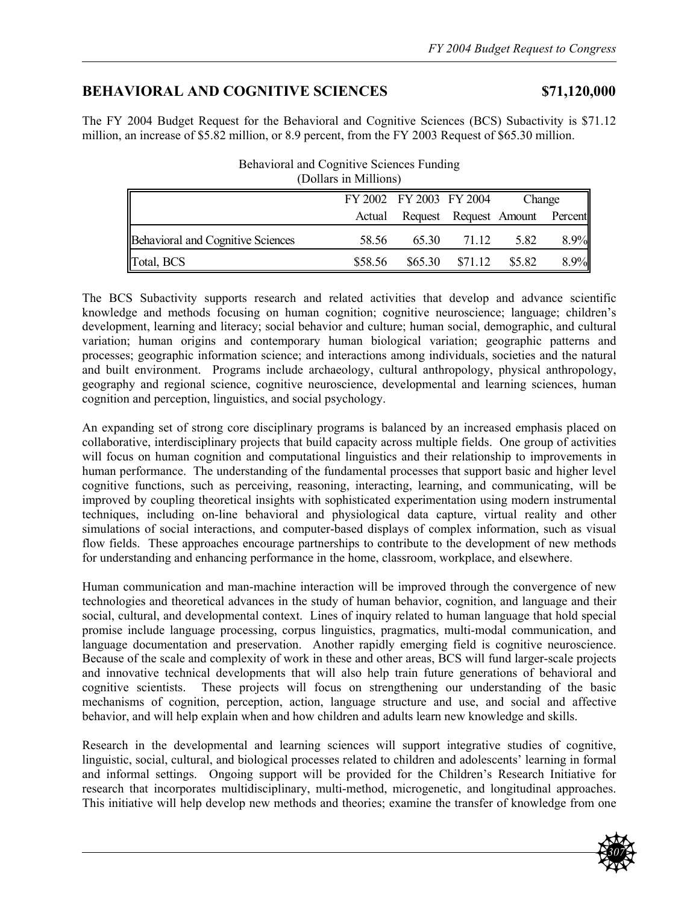## BEHAVIORAL AND COGNITIVE SCIENCES $71,120,000

The FY 2004 Budget Request for the Behavioral and Cognitive Sciences (BCS) Subactivity is $71.12 million, an increase of $5.82 million, or 8.9 percent, from the FY 2003 Request of $65.30 million.

Behavioral and Cognitive Sciences Funding
(Dollars in Millions)

| | FY 2002 Actual | FY 2003 Request | FY 2004 Request | Change Amount | Change Percent |
|---|---|---|---|---|---|
| Behavioral and Cognitive Sciences | 58.56 | 65.30 | 71.12 | 5.82 | 8.9% |
| Total, BCS | $58.56 | $65.30 | $71.12 | $5.82 | 8.9% |

The BCS Subactivity supports research and related activities that develop and advance scientific knowledge and methods focusing on human cognition; cognitive neuroscience; language; children's development, learning and literacy; social behavior and culture; human social, demographic, and cultural variation; human origins and contemporary human biological variation; geographic patterns and processes; geographic information science; and interactions among individuals, societies and the natural and built environment. Programs include archaeology, cultural anthropology, physical anthropology, geography and regional science, cognitive neuroscience, developmental and learning sciences, human cognition and perception, linguistics, and social psychology.

An expanding set of strong core disciplinary programs is balanced by an increased emphasis placed on collaborative, interdisciplinary projects that build capacity across multiple fields. One group of activities will focus on human cognition and computational linguistics and their relationship to improvements in human performance. The understanding of the fundamental processes that support basic and higher level cognitive functions, such as perceiving, reasoning, interacting, learning, and communicating, will be improved by coupling theoretical insights with sophisticated experimentation using modern instrumental techniques, including on-line behavioral and physiological data capture, virtual reality and other simulations of social interactions, and computer-based displays of complex information, such as visual flow fields. These approaches encourage partnerships to contribute to the development of new methods for understanding and enhancing performance in the home, classroom, workplace, and elsewhere.

Human communication and man-machine interaction will be improved through the convergence of new technologies and theoretical advances in the study of human behavior, cognition, and language and their social, cultural, and developmental context. Lines of inquiry related to human language that hold special promise include language processing, corpus linguistics, pragmatics, multi-modal communication, and language documentation and preservation. Another rapidly emerging field is cognitive neuroscience. Because of the scale and complexity of work in these and other areas, BCS will fund larger-scale projects and innovative technical developments that will also help train future generations of behavioral and cognitive scientists. These projects will focus on strengthening our understanding of the basic mechanisms of cognition, perception, action, language structure and use, and social and affective behavior, and will help explain when and how children and adults learn new knowledge and skills.

Research in the developmental and learning sciences will support integrative studies of cognitive, linguistic, social, cultural, and biological processes related to children and adolescents' learning in formal and informal settings. Ongoing support will be provided for the Children's Research Initiative for research that incorporates multidisciplinary, multi-method, microgenetic, and longitudinal approaches. This initiative will help develop new methods and theories; examine the transfer of knowledge from one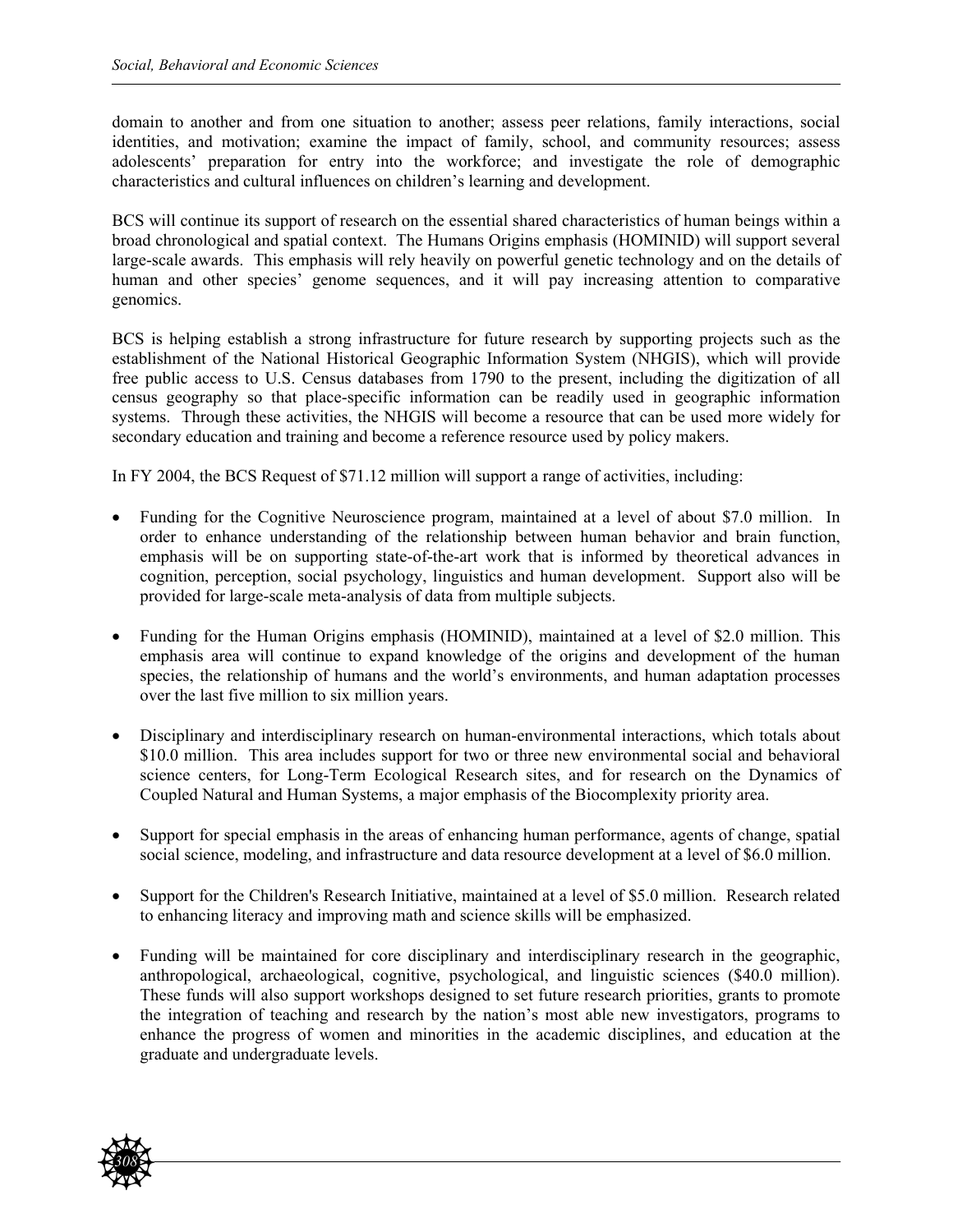domain to another and from one situation to another; assess peer relations, family interactions, social identities, and motivation; examine the impact of family, school, and community resources; assess adolescents' preparation for entry into the workforce; and investigate the role of demographic characteristics and cultural influences on children's learning and development.

BCS will continue its support of research on the essential shared characteristics of human beings within a broad chronological and spatial context. The Humans Origins emphasis (HOMINID) will support several large-scale awards. This emphasis will rely heavily on powerful genetic technology and on the details of human and other species' genome sequences, and it will pay increasing attention to comparative genomics.

BCS is helping establish a strong infrastructure for future research by supporting projects such as the establishment of the National Historical Geographic Information System (NHGIS), which will provide free public access to U.S. Census databases from 1790 to the present, including the digitization of all census geography so that place-specific information can be readily used in geographic information systems. Through these activities, the NHGIS will become a resource that can be used more widely for secondary education and training and become a reference resource used by policy makers.

In FY 2004, the BCS Request of $71.12 million will support a range of activities, including:

- Funding for the Cognitive Neuroscience program, maintained at a level of about $7.0 million. In order to enhance understanding of the relationship between human behavior and brain function, emphasis will be on supporting state-of-the-art work that is informed by theoretical advances in cognition, perception, social psychology, linguistics and human development. Support also will be provided for large-scale meta-analysis of data from multiple subjects.

- Funding for the Human Origins emphasis (HOMINID), maintained at a level of $2.0 million. This emphasis area will continue to expand knowledge of the origins and development of the human species, the relationship of humans and the world's environments, and human adaptation processes over the last five million to six million years.

- Disciplinary and interdisciplinary research on human-environmental interactions, which totals about $10.0 million. This area includes support for two or three new environmental social and behavioral science centers, for Long-Term Ecological Research sites, and for research on the Dynamics of Coupled Natural and Human Systems, a major emphasis of the Biocomplexity priority area.

- Support for special emphasis in the areas of enhancing human performance, agents of change, spatial social science, modeling, and infrastructure and data resource development at a level of $6.0 million.

- Support for the Children's Research Initiative, maintained at a level of $5.0 million. Research related to enhancing literacy and improving math and science skills will be emphasized.

- Funding will be maintained for core disciplinary and interdisciplinary research in the geographic, anthropological, archaeological, cognitive, psychological, and linguistic sciences ($40.0 million). These funds will also support workshops designed to set future research priorities, grants to promote the integration of teaching and research by the nation's most able new investigators, programs to enhance the progress of women and minorities in the academic disciplines, and education at the graduate and undergraduate levels.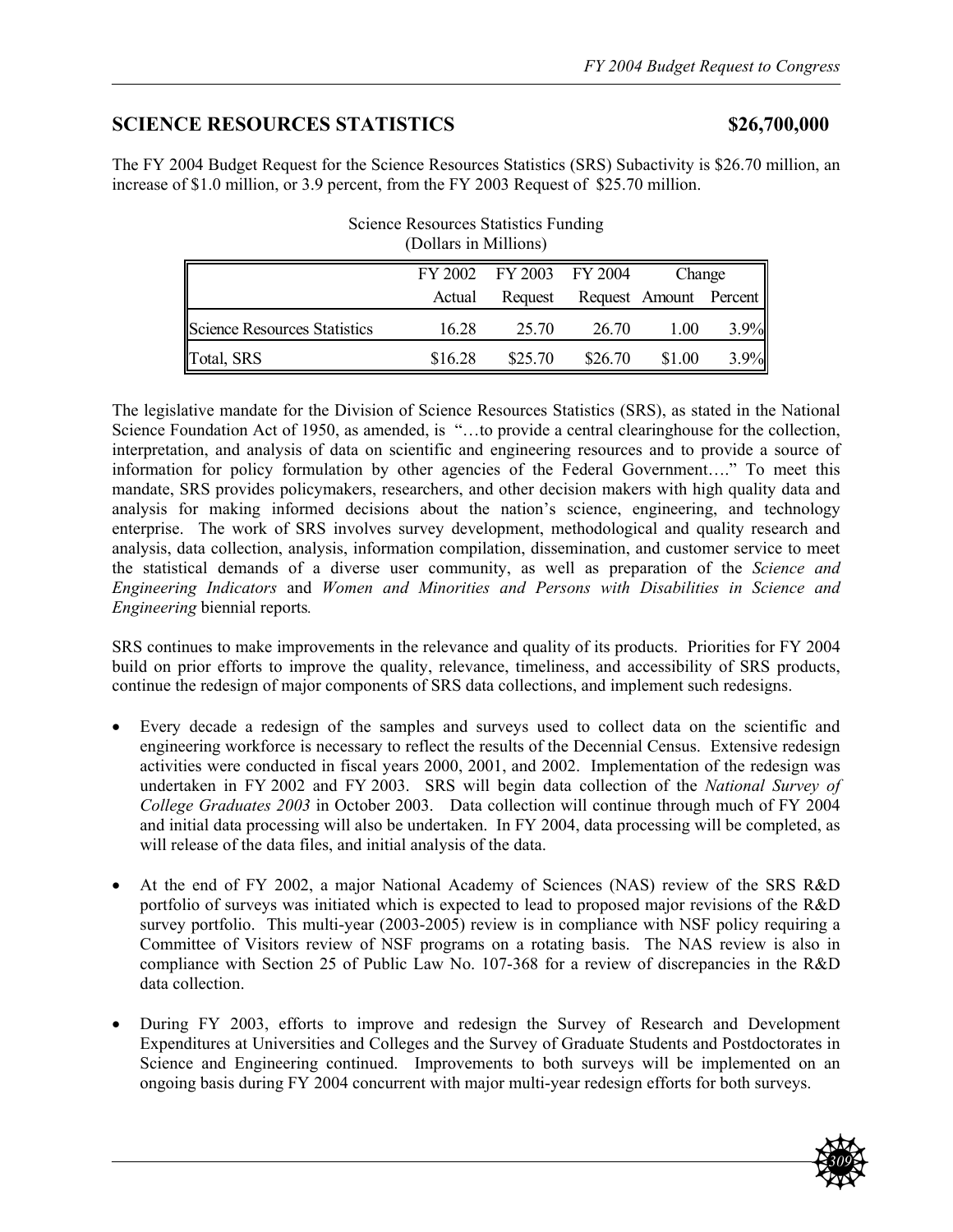## SCIENCE RESOURCES STATISTICS $26,700,000

The FY 2004 Budget Request for the Science Resources Statistics (SRS) Subactivity is $26.70 million, an increase of $1.0 million, or 3.9 percent, from the FY 2003 Request of $25.70 million.

Science Resources Statistics Funding
(Dollars in Millions)

| | FY 2002 Actual | FY 2003 Request | FY 2004 Request | Change Amount | Change Percent |
|---|---|---|---|---|---|
| Science Resources Statistics | 16.28 | 25.70 | 26.70 | 1.00 | 3.9% |
| Total, SRS | $16.28 | $25.70 | $26.70 | $1.00 | 3.9% |

The legislative mandate for the Division of Science Resources Statistics (SRS), as stated in the National Science Foundation Act of 1950, as amended, is "…to provide a central clearinghouse for the collection, interpretation, and analysis of data on scientific and engineering resources and to provide a source of information for policy formulation by other agencies of the Federal Government…." To meet this mandate, SRS provides policymakers, researchers, and other decision makers with high quality data and analysis for making informed decisions about the nation's science, engineering, and technology enterprise. The work of SRS involves survey development, methodological and quality research and analysis, data collection, analysis, information compilation, dissemination, and customer service to meet the statistical demands of a diverse user community, as well as preparation of the *Science and Engineering Indicators* and *Women and Minorities and Persons with Disabilities in Science and Engineering* biennial reports.

SRS continues to make improvements in the relevance and quality of its products. Priorities for FY 2004 build on prior efforts to improve the quality, relevance, timeliness, and accessibility of SRS products, continue the redesign of major components of SRS data collections, and implement such redesigns.

- Every decade a redesign of the samples and surveys used to collect data on the scientific and engineering workforce is necessary to reflect the results of the Decennial Census. Extensive redesign activities were conducted in fiscal years 2000, 2001, and 2002. Implementation of the redesign was undertaken in FY 2002 and FY 2003. SRS will begin data collection of the *National Survey of College Graduates 2003* in October 2003. Data collection will continue through much of FY 2004 and initial data processing will also be undertaken. In FY 2004, data processing will be completed, as will release of the data files, and initial analysis of the data.

- At the end of FY 2002, a major National Academy of Sciences (NAS) review of the SRS R&D portfolio of surveys was initiated which is expected to lead to proposed major revisions of the R&D survey portfolio. This multi-year (2003-2005) review is in compliance with NSF policy requiring a Committee of Visitors review of NSF programs on a rotating basis. The NAS review is also in compliance with Section 25 of Public Law No. 107-368 for a review of discrepancies in the R&D data collection.

- During FY 2003, efforts to improve and redesign the Survey of Research and Development Expenditures at Universities and Colleges and the Survey of Graduate Students and Postdoctorates in Science and Engineering continued. Improvements to both surveys will be implemented on an ongoing basis during FY 2004 concurrent with major multi-year redesign efforts for both surveys.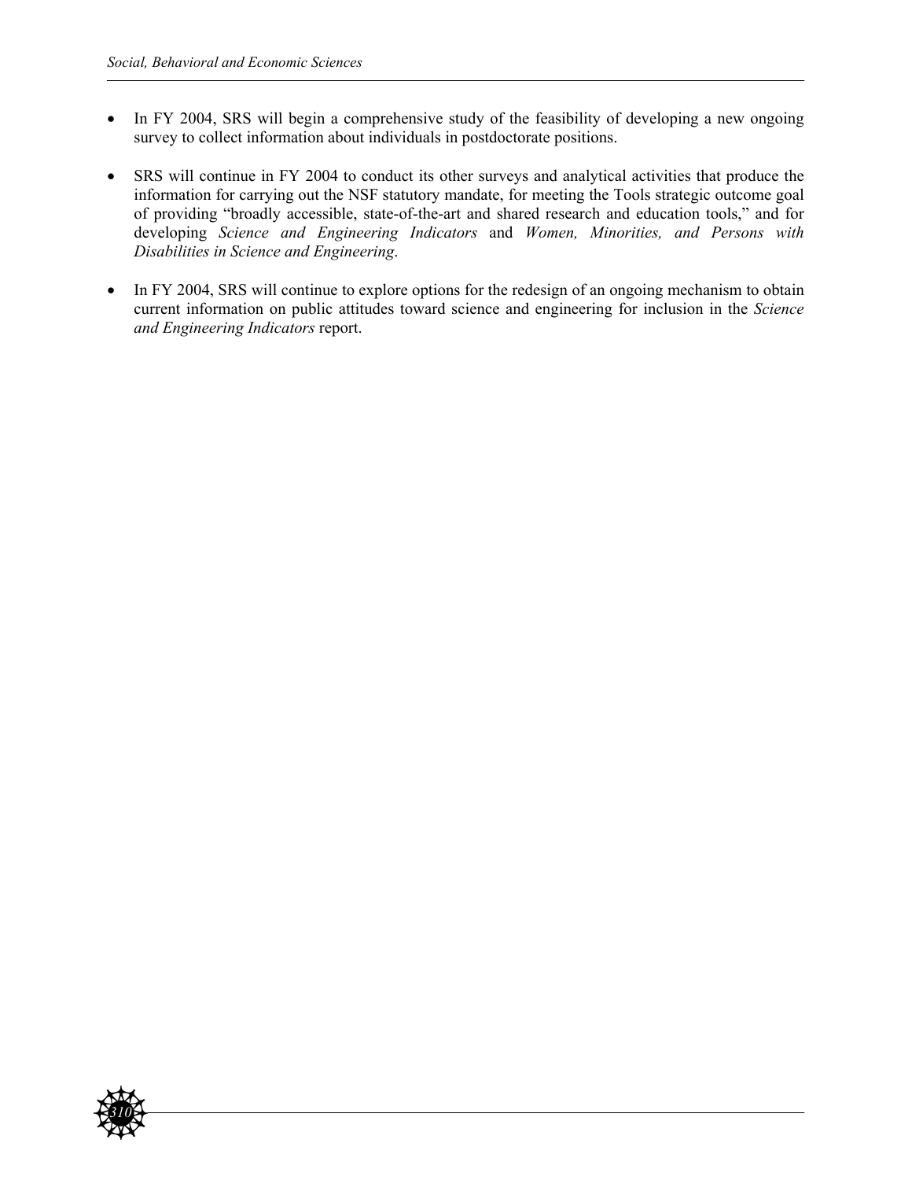- In FY 2004, SRS will begin a comprehensive study of the feasibility of developing a new ongoing survey to collect information about individuals in postdoctorate positions.

- SRS will continue in FY 2004 to conduct its other surveys and analytical activities that produce the information for carrying out the NSF statutory mandate, for meeting the Tools strategic outcome goal of providing "broadly accessible, state-of-the-art and shared research and education tools," and for developing *Science and Engineering Indicators* and *Women, Minorities, and Persons with Disabilities in Science and Engineering*.

- In FY 2004, SRS will continue to explore options for the redesign of an ongoing mechanism to obtain current information on public attitudes toward science and engineering for inclusion in the *Science and Engineering Indicators* report.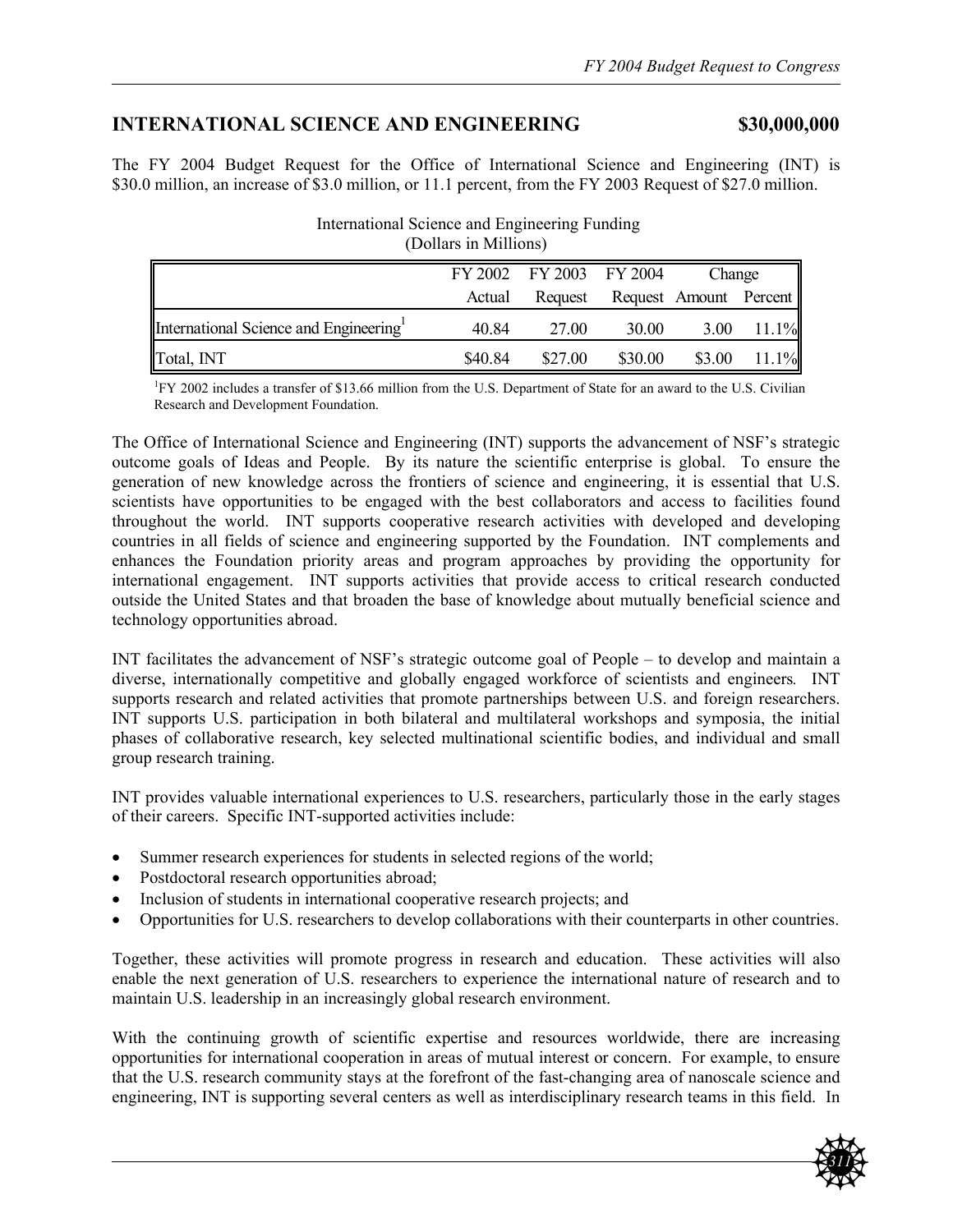## INTERNATIONAL SCIENCE AND ENGINEERING $30,000,000

The FY 2004 Budget Request for the Office of International Science and Engineering (INT) is $30.0 million, an increase of $3.0 million, or 11.1 percent, from the FY 2003 Request of $27.0 million.

International Science and Engineering Funding
(Dollars in Millions)

| | FY 2002 Actual | FY 2003 Request | FY 2004 Request | Change Amount | Change Percent |
|---|---|---|---|---|---|
| International Science and Engineering[1] | 40.84 | 27.00 | 30.00 | 3.00 | 11.1% |
| Total, INT | $40.84 | $27.00 | $30.00 | $3.00 | 11.1% |

[1]FY 2002 includes a transfer of $13.66 million from the U.S. Department of State for an award to the U.S. Civilian Research and Development Foundation.

The Office of International Science and Engineering (INT) supports the advancement of NSF's strategic outcome goals of Ideas and People. By its nature the scientific enterprise is global. To ensure the generation of new knowledge across the frontiers of science and engineering, it is essential that U.S. scientists have opportunities to be engaged with the best collaborators and access to facilities found throughout the world. INT supports cooperative research activities with developed and developing countries in all fields of science and engineering supported by the Foundation. INT complements and enhances the Foundation priority areas and program approaches by providing the opportunity for international engagement. INT supports activities that provide access to critical research conducted outside the United States and that broaden the base of knowledge about mutually beneficial science and technology opportunities abroad.

INT facilitates the advancement of NSF's strategic outcome goal of People – to develop and maintain a diverse, internationally competitive and globally engaged workforce of scientists and engineers. INT supports research and related activities that promote partnerships between U.S. and foreign researchers. INT supports U.S. participation in both bilateral and multilateral workshops and symposia, the initial phases of collaborative research, key selected multinational scientific bodies, and individual and small group research training.

INT provides valuable international experiences to U.S. researchers, particularly those in the early stages of their careers. Specific INT-supported activities include:

- Summer research experiences for students in selected regions of the world;
- Postdoctoral research opportunities abroad;
- Inclusion of students in international cooperative research projects; and
- Opportunities for U.S. researchers to develop collaborations with their counterparts in other countries.

Together, these activities will promote progress in research and education. These activities will also enable the next generation of U.S. researchers to experience the international nature of research and to maintain U.S. leadership in an increasingly global research environment.

With the continuing growth of scientific expertise and resources worldwide, there are increasing opportunities for international cooperation in areas of mutual interest or concern. For example, to ensure that the U.S. research community stays at the forefront of the fast-changing area of nanoscale science and engineering, INT is supporting several centers as well as interdisciplinary research teams in this field. In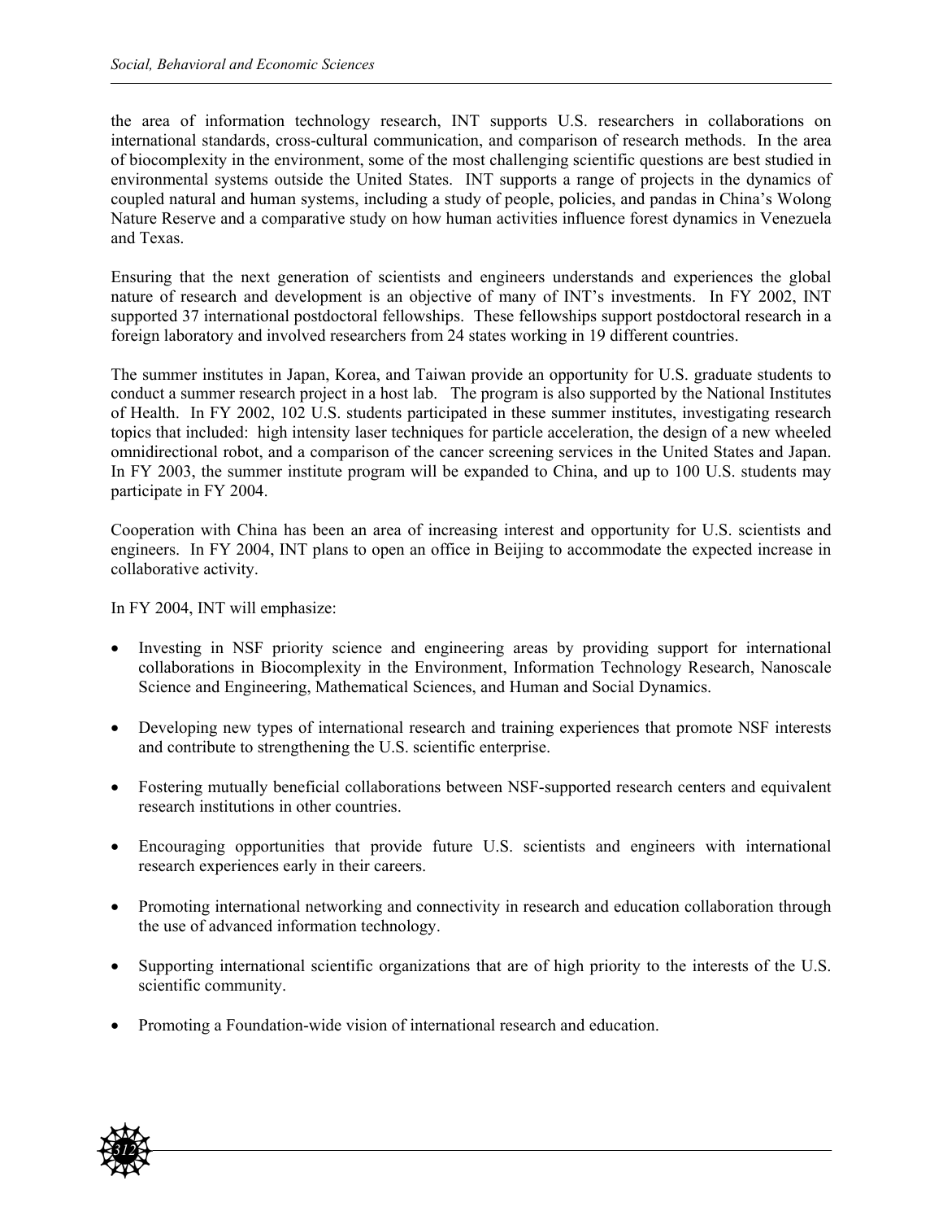the area of information technology research, INT supports U.S. researchers in collaborations on international standards, cross-cultural communication, and comparison of research methods. In the area of biocomplexity in the environment, some of the most challenging scientific questions are best studied in environmental systems outside the United States. INT supports a range of projects in the dynamics of coupled natural and human systems, including a study of people, policies, and pandas in China's Wolong Nature Reserve and a comparative study on how human activities influence forest dynamics in Venezuela and Texas.

Ensuring that the next generation of scientists and engineers understands and experiences the global nature of research and development is an objective of many of INT's investments. In FY 2002, INT supported 37 international postdoctoral fellowships. These fellowships support postdoctoral research in a foreign laboratory and involved researchers from 24 states working in 19 different countries.

The summer institutes in Japan, Korea, and Taiwan provide an opportunity for U.S. graduate students to conduct a summer research project in a host lab. The program is also supported by the National Institutes of Health. In FY 2002, 102 U.S. students participated in these summer institutes, investigating research topics that included: high intensity laser techniques for particle acceleration, the design of a new wheeled omnidirectional robot, and a comparison of the cancer screening services in the United States and Japan. In FY 2003, the summer institute program will be expanded to China, and up to 100 U.S. students may participate in FY 2004.

Cooperation with China has been an area of increasing interest and opportunity for U.S. scientists and engineers. In FY 2004, INT plans to open an office in Beijing to accommodate the expected increase in collaborative activity.

In FY 2004, INT will emphasize:

- Investing in NSF priority science and engineering areas by providing support for international collaborations in Biocomplexity in the Environment, Information Technology Research, Nanoscale Science and Engineering, Mathematical Sciences, and Human and Social Dynamics.
- Developing new types of international research and training experiences that promote NSF interests and contribute to strengthening the U.S. scientific enterprise.
- Fostering mutually beneficial collaborations between NSF-supported research centers and equivalent research institutions in other countries.
- Encouraging opportunities that provide future U.S. scientists and engineers with international research experiences early in their careers.
- Promoting international networking and connectivity in research and education collaboration through the use of advanced information technology.
- Supporting international scientific organizations that are of high priority to the interests of the U.S. scientific community.
- Promoting a Foundation-wide vision of international research and education.